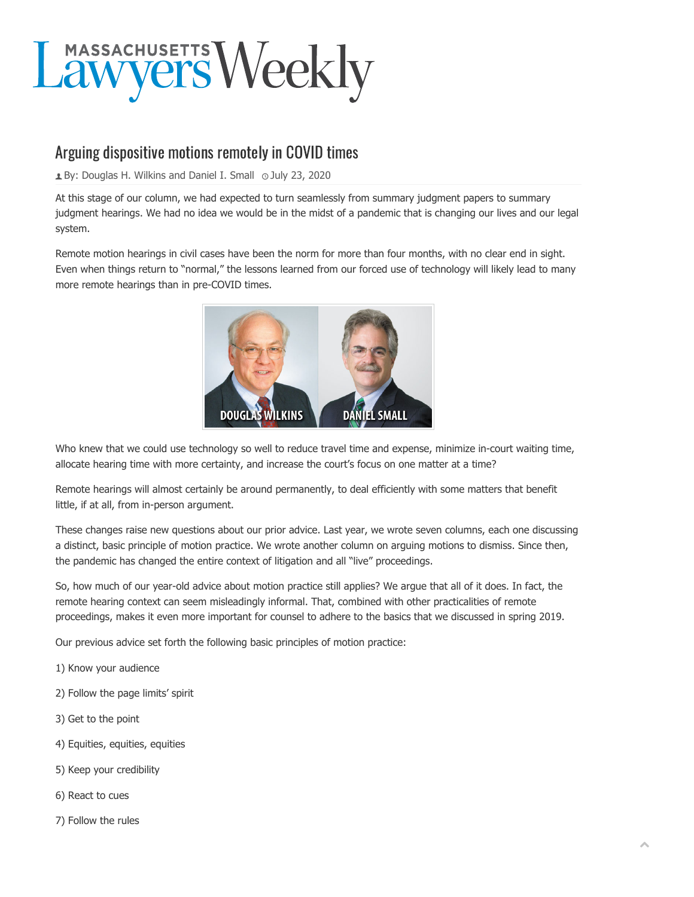# Massachusetts Lawyers Weekly

## Arguing dispositive motions remotely in COVID times

By: Douglas H. Wilkins and Daniel I. Small  July 23, 2020

At this stage of our column, we had expected to turn seamlessly from summary judgment papers to summary judgment hearings. We had no idea we would be in the midst of a pandemic that is changing our lives and our legal system.

Remote motion hearings in civil cases have been the norm for more than four months, with no clear end in sight. Even when things return to "normal," the lessons learned from our forced use of technology will likely lead to many more remote hearings than in pre-COVID times.

DOUGLAS WILKINS    DANIEL SMALL

Who knew that we could use technology so well to reduce travel time and expense, minimize in-court waiting time, allocate hearing time with more certainty, and increase the court's focus on one matter at a time?

Remote hearings will almost certainly be around permanently, to deal efficiently with some matters that benefit little, if at all, from in-person argument.

These changes raise new questions about our prior advice. Last year, we wrote seven columns, each one discussing a distinct, basic principle of motion practice. We wrote another column on arguing motions to dismiss. Since then, the pandemic has changed the entire context of litigation and all "live" proceedings.

So, how much of our year-old advice about motion practice still applies? We argue that all of it does. In fact, the remote hearing context can seem misleadingly informal. That, combined with other practicalities of remote proceedings, makes it even more important for counsel to adhere to the basics that we discussed in spring 2019.

Our previous advice set forth the following basic principles of motion practice:

1) Know your audience

2) Follow the page limits' spirit

3) Get to the point

4) Equities, equities, equities

5) Keep your credibility

6) React to cues

7) Follow the rules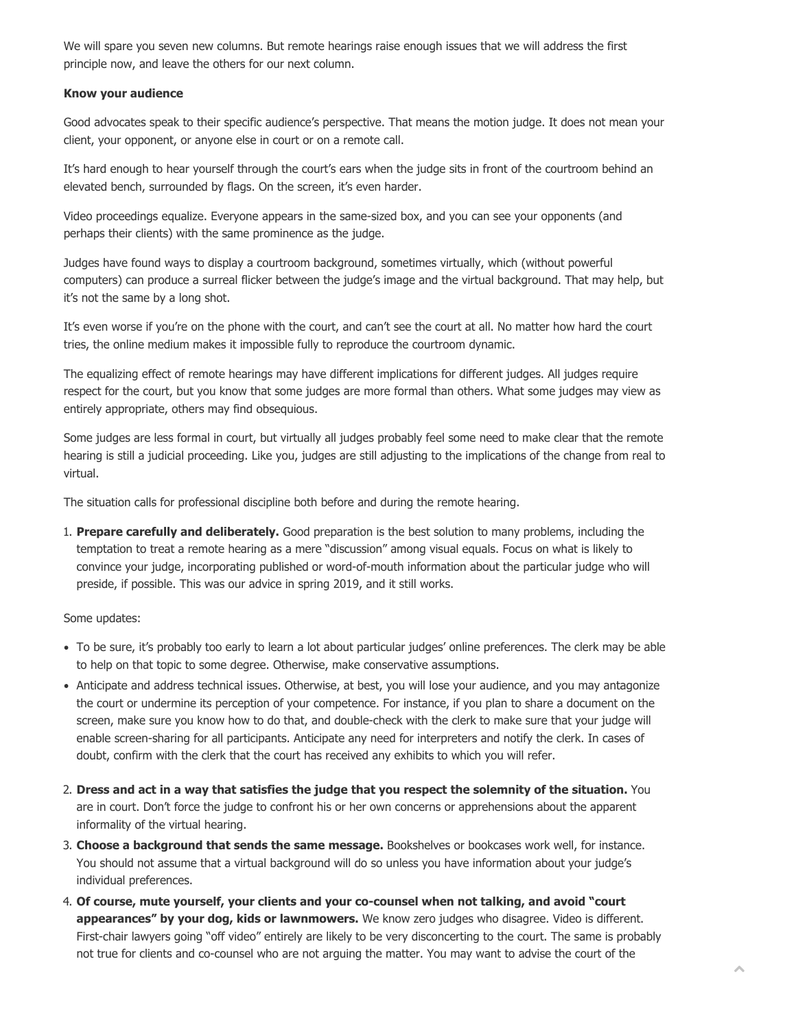We will spare you seven new columns. But remote hearings raise enough issues that we will address the first principle now, and leave the others for our next column.

**Know your audience**

Good advocates speak to their specific audience's perspective. That means the motion judge. It does not mean your client, your opponent, or anyone else in court or on a remote call.

It's hard enough to hear yourself through the court's ears when the judge sits in front of the courtroom behind an elevated bench, surrounded by flags. On the screen, it's even harder.

Video proceedings equalize. Everyone appears in the same-sized box, and you can see your opponents (and perhaps their clients) with the same prominence as the judge.

Judges have found ways to display a courtroom background, sometimes virtually, which (without powerful computers) can produce a surreal flicker between the judge's image and the virtual background. That may help, but it's not the same by a long shot.

It's even worse if you're on the phone with the court, and can't see the court at all. No matter how hard the court tries, the online medium makes it impossible fully to reproduce the courtroom dynamic.

The equalizing effect of remote hearings may have different implications for different judges. All judges require respect for the court, but you know that some judges are more formal than others. What some judges may view as entirely appropriate, others may find obsequious.

Some judges are less formal in court, but virtually all judges probably feel some need to make clear that the remote hearing is still a judicial proceeding. Like you, judges are still adjusting to the implications of the change from real to virtual.

The situation calls for professional discipline both before and during the remote hearing.

1. **Prepare carefully and deliberately.** Good preparation is the best solution to many problems, including the temptation to treat a remote hearing as a mere "discussion" among visual equals. Focus on what is likely to convince your judge, incorporating published or word-of-mouth information about the particular judge who will preside, if possible. This was our advice in spring 2019, and it still works.

Some updates:

- To be sure, it's probably too early to learn a lot about particular judges' online preferences. The clerk may be able to help on that topic to some degree. Otherwise, make conservative assumptions.
- Anticipate and address technical issues. Otherwise, at best, you will lose your audience, and you may antagonize the court or undermine its perception of your competence. For instance, if you plan to share a document on the screen, make sure you know how to do that, and double-check with the clerk to make sure that your judge will enable screen-sharing for all participants. Anticipate any need for interpreters and notify the clerk. In cases of doubt, confirm with the clerk that the court has received any exhibits to which you will refer.

2. **Dress and act in a way that satisfies the judge that you respect the solemnity of the situation.** You are in court. Don't force the judge to confront his or her own concerns or apprehensions about the apparent informality of the virtual hearing.
3. **Choose a background that sends the same message.** Bookshelves or bookcases work well, for instance. You should not assume that a virtual background will do so unless you have information about your judge's individual preferences.
4. **Of course, mute yourself, your clients and your co-counsel when not talking, and avoid "court appearances" by your dog, kids or lawnmowers.** We know zero judges who disagree. Video is different. First-chair lawyers going "off video" entirely are likely to be very disconcerting to the court. The same is probably not true for clients and co-counsel who are not arguing the matter. You may want to advise the court of the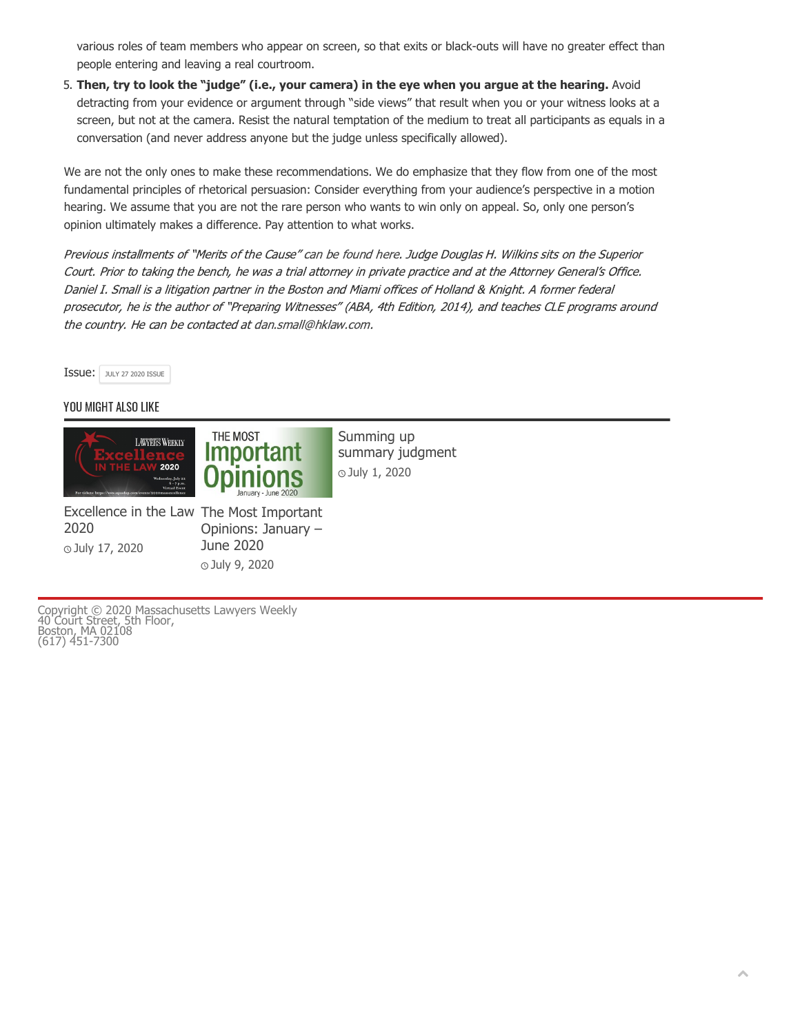various roles of team members who appear on screen, so that exits or black-outs will have no greater effect than people entering and leaving a real courtroom.

5. **Then, try to look the "judge" (i.e., your camera) in the eye when you argue at the hearing.** Avoid detracting from your evidence or argument through "side views" that result when you or your witness looks at a screen, but not at the camera. Resist the natural temptation of the medium to treat all participants as equals in a conversation (and never address anyone but the judge unless specifically allowed).

We are not the only ones to make these recommendations. We do emphasize that they flow from one of the most fundamental principles of rhetorical persuasion: Consider everything from your audience's perspective in a motion hearing. We assume that you are not the rare person who wants to win only on appeal. So, only one person's opinion ultimately makes a difference. Pay attention to what works.

*Previous installments of "Merits of the Cause" can be found here. Judge Douglas H. Wilkins sits on the Superior Court. Prior to taking the bench, he was a trial attorney in private practice and at the Attorney General's Office. Daniel I. Small is a litigation partner in the Boston and Miami offices of Holland & Knight. A former federal prosecutor, he is the author of "Preparing Witnesses" (ABA, 4th Edition, 2014), and teaches CLE programs around the country. He can be contacted at dan.small@hklaw.com.*

Issue: JULY 27 2020 ISSUE

## YOU MIGHT ALSO LIKE

Excellence in the Law 2020
July 17, 2020

The Most Important Opinions: January – June 2020
July 9, 2020

Summing up summary judgment
July 1, 2020

Copyright © 2020 Massachusetts Lawyers Weekly
40 Court Street, 5th Floor,
Boston, MA 02108
(617) 451-7300